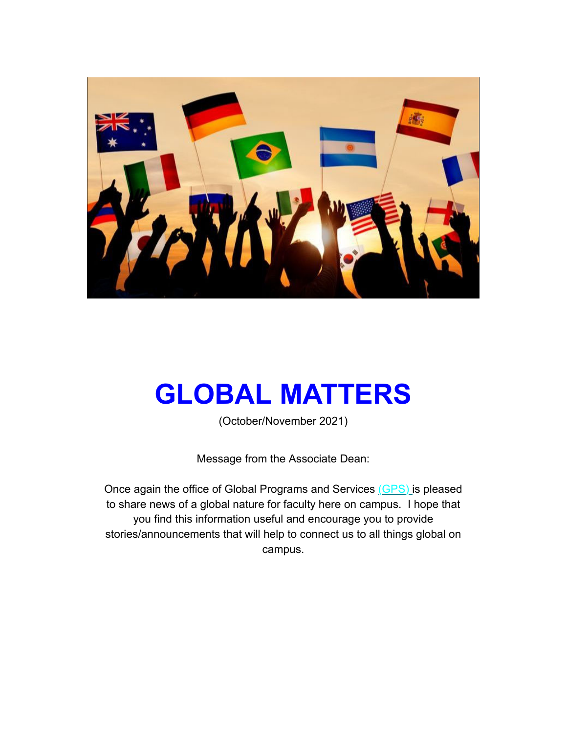# GLOBAL MATTERS

(October/November 2021)

Message from the Associate Dean:

Once again the office of Global Programs and Services (GPS) is pleased to share news of a global nature for faculty here on campus. I hope that you find this information useful and encourage you to provide stories/announcements that will help to connect us to all things global on campus.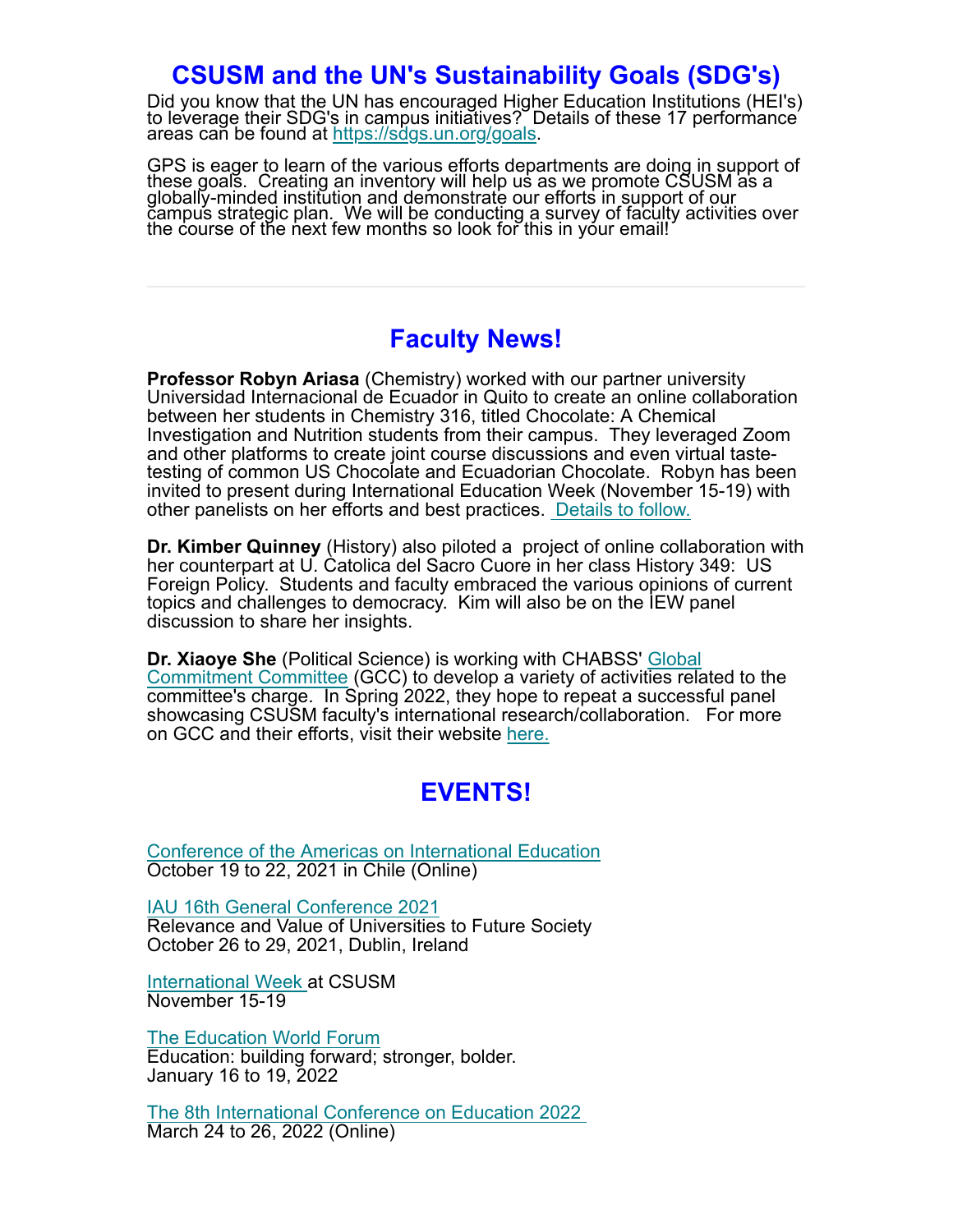## CSUSM and the UN's Sustainability Goals (SDG's)

Did you know that the UN has encouraged Higher Education Institutions (HEI's) to leverage their SDG's in campus initiatives? Details of these 17 performance areas can be found at [https://sdgs.un.org/goals](https://sdgs.un.org/goals).

GPS is eager to learn of the various efforts departments are doing in support of these goals. Creating an inventory will help us as we promote CSUSM as a globally-minded institution and demonstrate our efforts in support of our campus strategic plan. We will be conducting a survey of faculty activities over the course of the next few months so look for this in your email!

---

## Faculty News!

**Professor Robyn Ariasa** (Chemistry) worked with our partner university Universidad Internacional de Ecuador in Quito to create an online collaboration between her students in Chemistry 316, titled Chocolate: A Chemical Investigation and Nutrition students from their campus. They leveraged Zoom and other platforms to create joint course discussions and even virtual taste-testing of common US Chocolate and Ecuadorian Chocolate. Robyn has been invited to present during International Education Week (November 15-19) with other panelists on her efforts and best practices. [Details to follow.]()

**Dr. Kimber Quinney** (History) also piloted a project of online collaboration with her counterpart at U. Catolica del Sacro Cuore in her class History 349: US Foreign Policy. Students and faculty embraced the various opinions of current topics and challenges to democracy. Kim will also be on the IEW panel discussion to share her insights.

**Dr. Xiaoye She** (Political Science) is working with CHABSS' [Global Commitment Committee]() (GCC) to develop a variety of activities related to the committee's charge. In Spring 2022, they hope to repeat a successful panel showcasing CSUSM faculty's international research/collaboration. For more on GCC and their efforts, visit their website [here.]()

## EVENTS!

[Conference of the Americas on International Education]()
October 19 to 22, 2021 in Chile (Online)

[IAU 16th General Conference 2021]()
Relevance and Value of Universities to Future Society
October 26 to 29, 2021, Dublin, Ireland

[International Week]() at CSUSM
November 15-19

[The Education World Forum]()
Education: building forward; stronger, bolder.
January 16 to 19, 2022

[The 8th International Conference on Education 2022]()
March 24 to 26, 2022 (Online)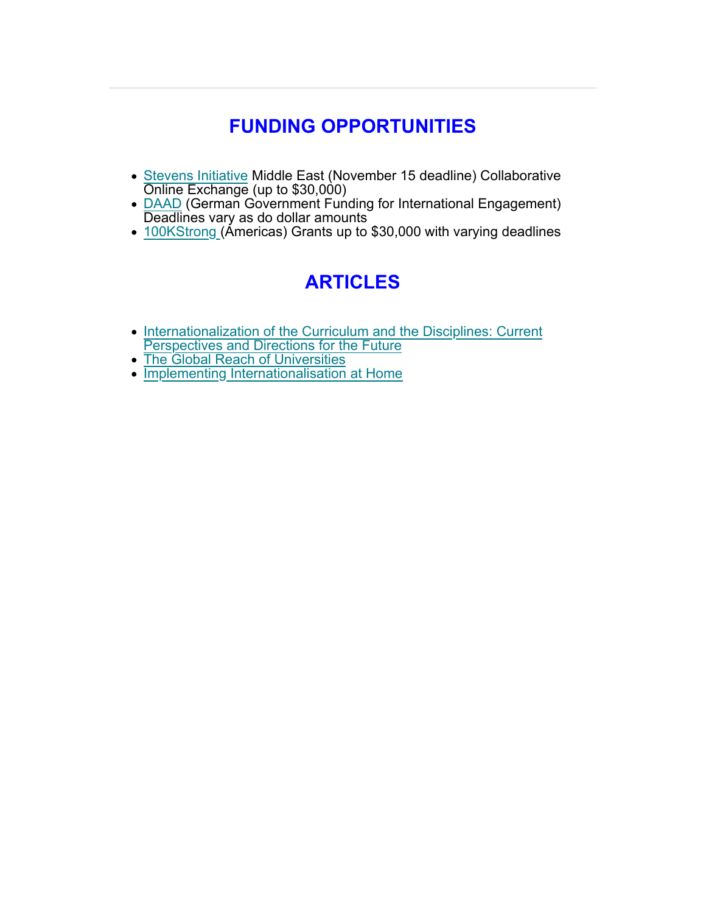## FUNDING OPPORTUNITIES

- Stevens Initiative Middle East (November 15 deadline) Collaborative Online Exchange (up to $30,000)
- DAAD (German Government Funding for International Engagement) Deadlines vary as do dollar amounts
- 100KStrong (Americas) Grants up to $30,000 with varying deadlines

## ARTICLES

- Internationalization of the Curriculum and the Disciplines: Current Perspectives and Directions for the Future
- The Global Reach of Universities
- Implementing Internationalisation at Home